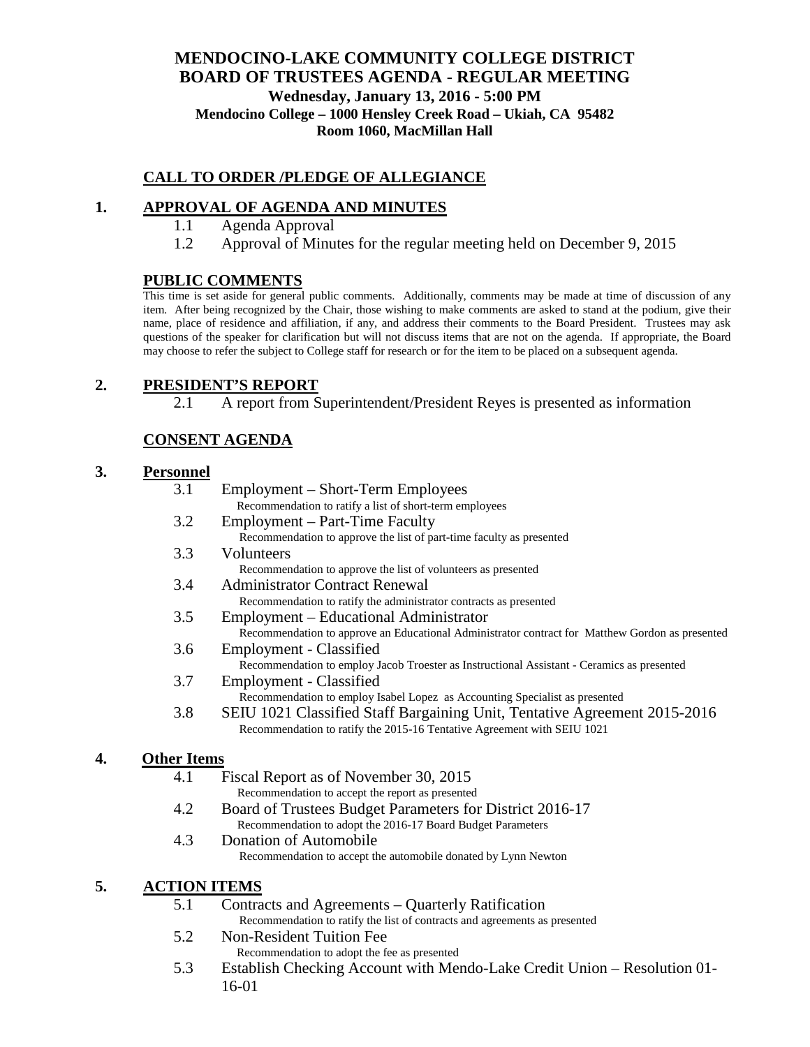# MENDOCINO-LAKE COMMUNITY COLLEGE DISTRICT
# BOARD OF TRUSTEES AGENDA - REGULAR MEETING

**Wednesday, January 13, 2016 - 5:00 PM**
**Mendocino College – 1000 Hensley Creek Road – Ukiah, CA 95482**
**Room 1060, MacMillan Hall**

## CALL TO ORDER /PLEDGE OF ALLEGIANCE

## 1. APPROVAL OF AGENDA AND MINUTES

1.1 Agenda Approval

1.2 Approval of Minutes for the regular meeting held on December 9, 2015

## PUBLIC COMMENTS

This time is set aside for general public comments. Additionally, comments may be made at time of discussion of any item. After being recognized by the Chair, those wishing to make comments are asked to stand at the podium, give their name, place of residence and affiliation, if any, and address their comments to the Board President. Trustees may ask questions of the speaker for clarification but will not discuss items that are not on the agenda. If appropriate, the Board may choose to refer the subject to College staff for research or for the item to be placed on a subsequent agenda.

## 2. PRESIDENT'S REPORT

2.1 A report from Superintendent/President Reyes is presented as information

## CONSENT AGENDA

## 3. Personnel

3.1 Employment – Short-Term Employees
Recommendation to ratify a list of short-term employees

3.2 Employment – Part-Time Faculty
Recommendation to approve the list of part-time faculty as presented

3.3 Volunteers
Recommendation to approve the list of volunteers as presented

3.4 Administrator Contract Renewal
Recommendation to ratify the administrator contracts as presented

3.5 Employment – Educational Administrator
Recommendation to approve an Educational Administrator contract for Matthew Gordon as presented

3.6 Employment - Classified
Recommendation to employ Jacob Troester as Instructional Assistant - Ceramics as presented

3.7 Employment - Classified
Recommendation to employ Isabel Lopez as Accounting Specialist as presented

3.8 SEIU 1021 Classified Staff Bargaining Unit, Tentative Agreement 2015-2016
Recommendation to ratify the 2015-16 Tentative Agreement with SEIU 1021

## 4. Other Items

4.1 Fiscal Report as of November 30, 2015
Recommendation to accept the report as presented

4.2 Board of Trustees Budget Parameters for District 2016-17
Recommendation to adopt the 2016-17 Board Budget Parameters

4.3 Donation of Automobile
Recommendation to accept the automobile donated by Lynn Newton

## 5. ACTION ITEMS

5.1 Contracts and Agreements – Quarterly Ratification
Recommendation to ratify the list of contracts and agreements as presented

5.2 Non-Resident Tuition Fee
Recommendation to adopt the fee as presented

5.3 Establish Checking Account with Mendo-Lake Credit Union – Resolution 01-16-01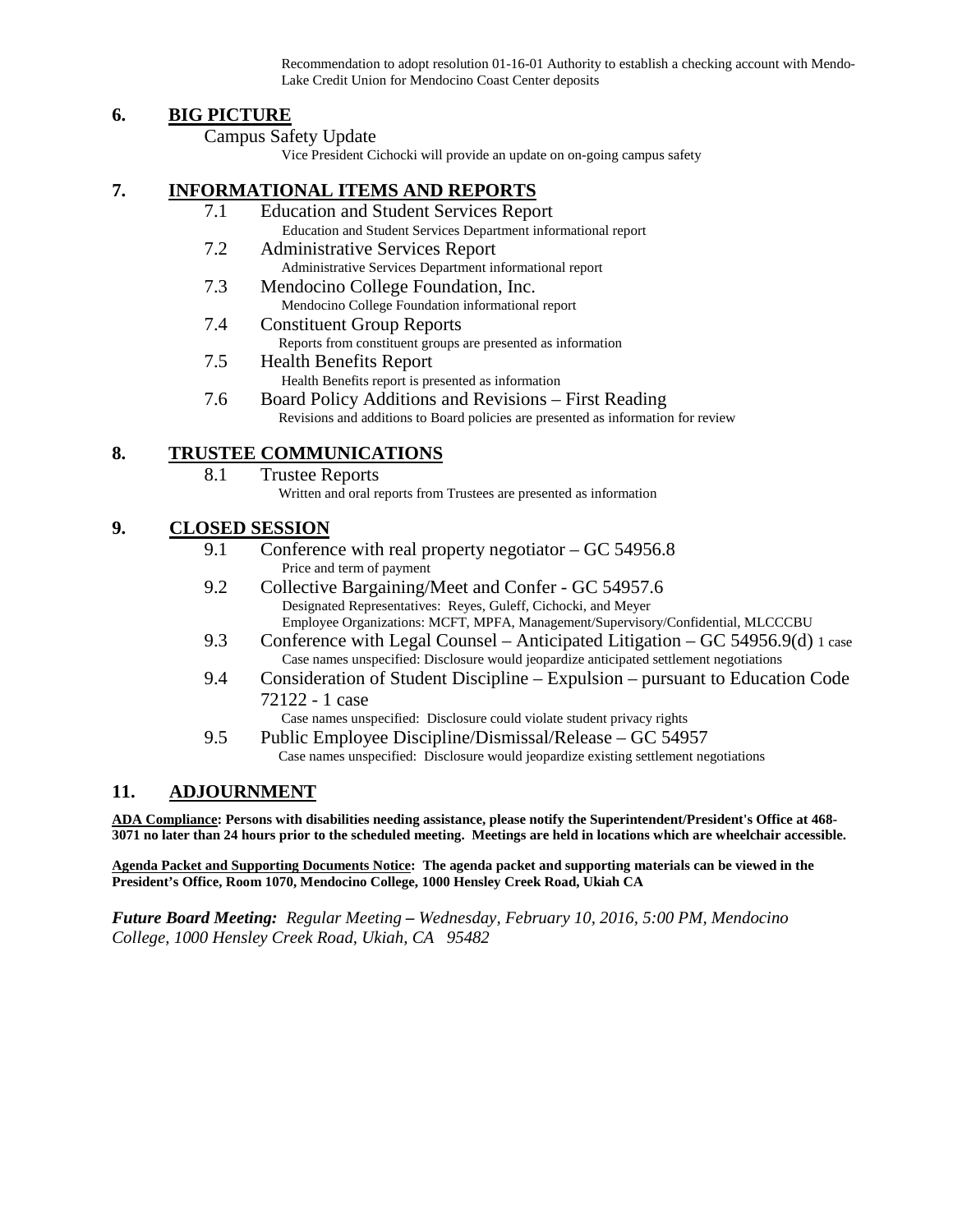Recommendation to adopt resolution 01-16-01 Authority to establish a checking account with Mendo-Lake Credit Union for Mendocino Coast Center deposits

## 6. BIG PICTURE

Campus Safety Update

Vice President Cichocki will provide an update on on-going campus safety

## 7. INFORMATIONAL ITEMS AND REPORTS

7.1 Education and Student Services Report

Education and Student Services Department informational report

7.2 Administrative Services Report

Administrative Services Department informational report

7.3 Mendocino College Foundation, Inc.

Mendocino College Foundation informational report

7.4 Constituent Group Reports

Reports from constituent groups are presented as information

7.5 Health Benefits Report

Health Benefits report is presented as information

7.6 Board Policy Additions and Revisions – First Reading

Revisions and additions to Board policies are presented as information for review

## 8. TRUSTEE COMMUNICATIONS

8.1 Trustee Reports

Written and oral reports from Trustees are presented as information

## 9. CLOSED SESSION

9.1 Conference with real property negotiator – GC 54956.8

Price and term of payment

9.2 Collective Bargaining/Meet and Confer - GC 54957.6

Designated Representatives: Reyes, Guleff, Cichocki, and Meyer

Employee Organizations: MCFT, MPFA, Management/Supervisory/Confidential, MLCCCBU

9.3 Conference with Legal Counsel – Anticipated Litigation – GC 54956.9(d) 1 case

Case names unspecified: Disclosure would jeopardize anticipated settlement negotiations

9.4 Consideration of Student Discipline – Expulsion – pursuant to Education Code 72122 - 1 case

Case names unspecified: Disclosure could violate student privacy rights

9.5 Public Employee Discipline/Dismissal/Release – GC 54957

Case names unspecified: Disclosure would jeopardize existing settlement negotiations

## 11. ADJOURNMENT

**ADA Compliance: Persons with disabilities needing assistance, please notify the Superintendent/President's Office at 468-3071 no later than 24 hours prior to the scheduled meeting. Meetings are held in locations which are wheelchair accessible.**

**Agenda Packet and Supporting Documents Notice: The agenda packet and supporting materials can be viewed in the President's Office, Room 1070, Mendocino College, 1000 Hensley Creek Road, Ukiah CA**

***Future Board Meeting:*** *Regular Meeting – Wednesday, February 10, 2016, 5:00 PM, Mendocino College, 1000 Hensley Creek Road, Ukiah, CA 95482*